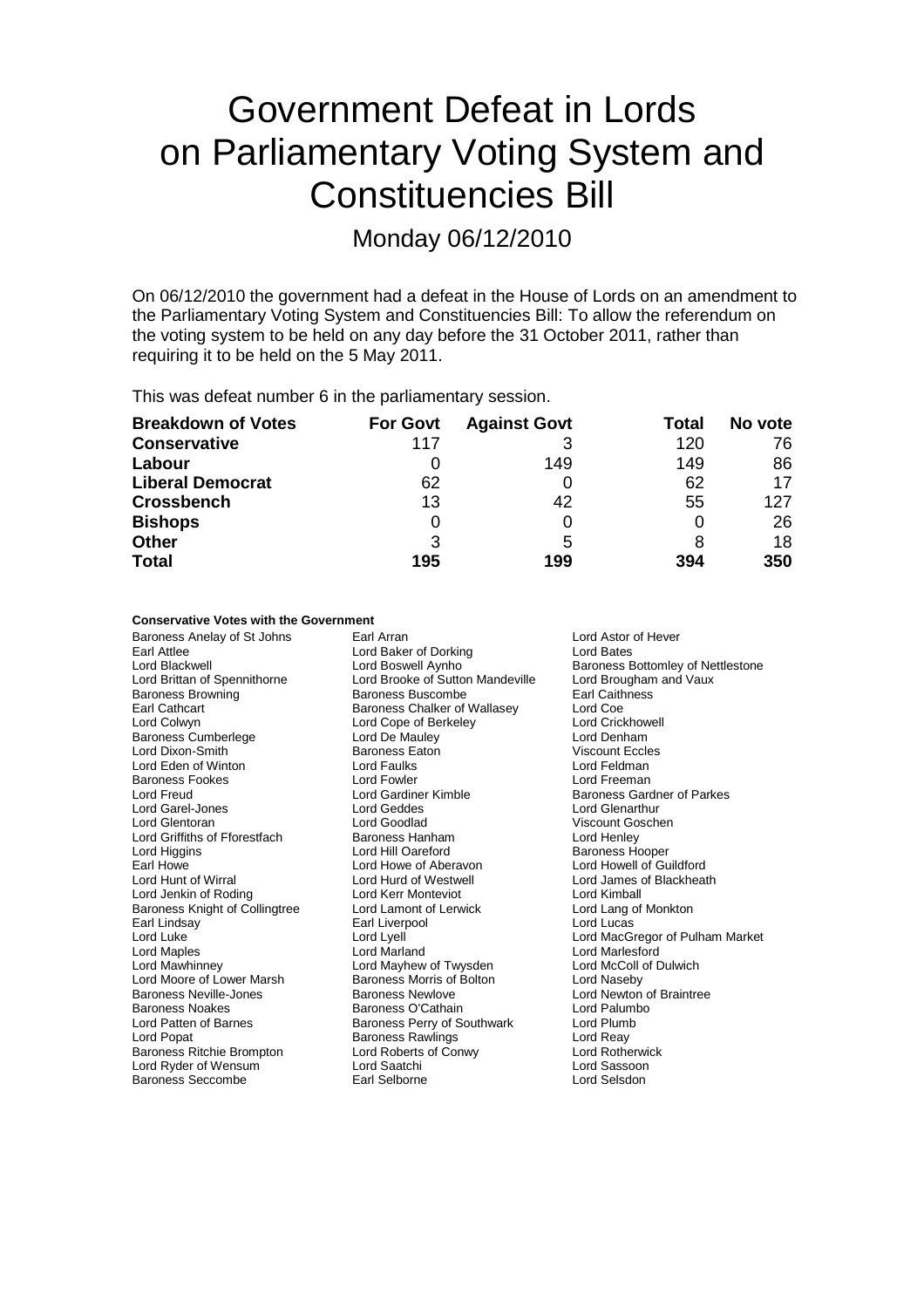# Government Defeat in Lords on Parliamentary Voting System and Constituencies Bill

## Monday 06/12/2010

On 06/12/2010 the government had a defeat in the House of Lords on an amendment to the Parliamentary Voting System and Constituencies Bill: To allow the referendum on the voting system to be held on any day before the 31 October 2011, rather than requiring it to be held on the 5 May 2011.

This was defeat number 6 in the parliamentary session.

| Breakdown of Votes | For Govt | Against Govt | Total | No vote |
|---|---|---|---|---|
| **Conservative** | 117 | 3 | 120 | 76 |
| **Labour** | 0 | 149 | 149 | 86 |
| **Liberal Democrat** | 62 | 0 | 62 | 17 |
| **Crossbench** | 13 | 42 | 55 | 127 |
| **Bishops** | 0 | 0 | 0 | 26 |
| **Other** | 3 | 5 | 8 | 18 |
| **Total** | 195 | 199 | 394 | 350 |

**Conservative Votes with the Government**

Baroness Anelay of St Johns
Earl Arran
Lord Astor of Hever
Earl Attlee
Lord Baker of Dorking
Lord Bates
Lord Blackwell
Lord Boswell Aynho
Baroness Bottomley of Nettlestone
Lord Brittan of Spennithorne
Lord Brooke of Sutton Mandeville
Lord Brougham and Vaux
Baroness Browning
Baroness Buscombe
Earl Caithness
Earl Cathcart
Baroness Chalker of Wallasey
Lord Coe
Lord Colwyn
Lord Cope of Berkeley
Lord Crickhowell
Baroness Cumberlege
Lord De Mauley
Lord Denham
Lord Dixon-Smith
Baroness Eaton
Viscount Eccles
Lord Eden of Winton
Lord Faulks
Lord Feldman
Baroness Fookes
Lord Fowler
Lord Freeman
Lord Freud
Lord Gardiner Kimble
Baroness Gardner of Parkes
Lord Garel-Jones
Lord Geddes
Lord Glenarthur
Lord Glentoran
Lord Goodlad
Viscount Goschen
Lord Griffiths of Fforestfach
Baroness Hanham
Lord Henley
Lord Higgins
Lord Hill Oareford
Baroness Hooper
Earl Howe
Lord Howe of Aberavon
Lord Howell of Guildford
Lord Hunt of Wirral
Lord Hurd of Westwell
Lord James of Blackheath
Lord Jenkin of Roding
Lord Kerr Monteviot
Lord Kimball
Baroness Knight of Collingtree
Lord Lamont of Lerwick
Lord Lang of Monkton
Earl Lindsay
Earl Liverpool
Lord Lucas
Lord Luke
Lord Lyell
Lord MacGregor of Pulham Market
Lord Maples
Lord Marland
Lord Marlesford
Lord Mawhinney
Lord Mayhew of Twysden
Lord McColl of Dulwich
Lord Moore of Lower Marsh
Baroness Morris of Bolton
Lord Naseby
Baroness Neville-Jones
Baroness Newlove
Lord Newton of Braintree
Baroness Noakes
Baroness O'Cathain
Lord Palumbo
Lord Patten of Barnes
Baroness Perry of Southwark
Lord Plumb
Lord Popat
Baroness Rawlings
Lord Reay
Baroness Ritchie Brompton
Lord Roberts of Conwy
Lord Rotherwick
Lord Ryder of Wensum
Lord Saatchi
Lord Sassoon
Baroness Seccombe
Earl Selborne
Lord Selsdon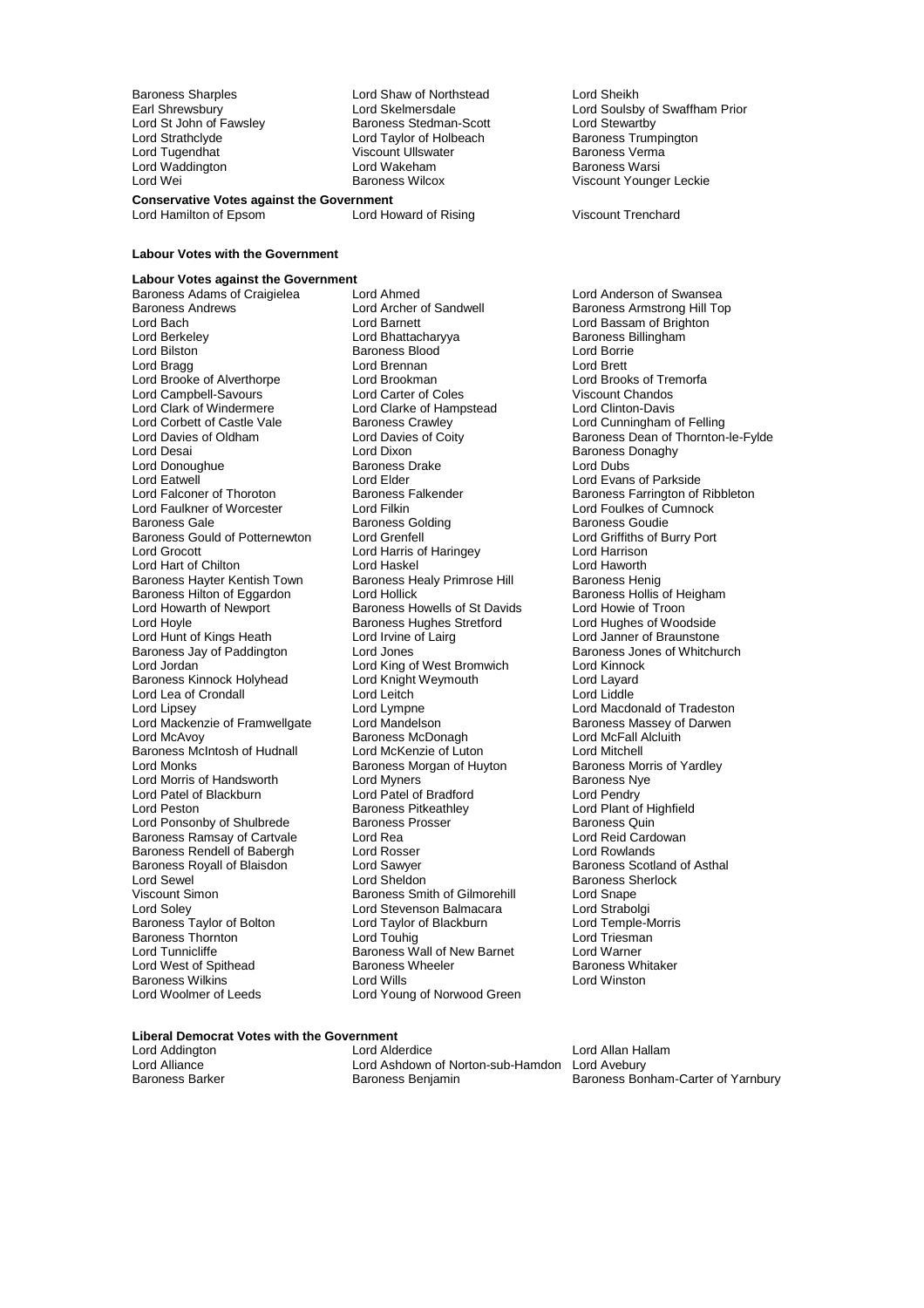Baroness Sharples
Lord Shaw of Northstead
Lord Sheikh
Earl Shrewsbury
Lord Skelmersdale
Lord Soulsby of Swaffham Prior
Lord St John of Fawsley
Baroness Stedman-Scott
Lord Stewartby
Lord Strathclyde
Lord Taylor of Holbeach
Baroness Trumpington
Lord Tugendhat
Viscount Ullswater
Baroness Verma
Lord Waddington
Lord Wakeham
Baroness Warsi
Lord Wei
Baroness Wilcox
Viscount Younger Leckie

**Conservative Votes against the Government**

Lord Hamilton of Epsom
Lord Howard of Rising
Viscount Trenchard

**Labour Votes with the Government**

**Labour Votes against the Government**

Baroness Adams of Craigielea
Lord Ahmed
Lord Anderson of Swansea
Baroness Andrews
Lord Archer of Sandwell
Baroness Armstrong Hill Top
Lord Bach
Lord Barnett
Lord Bassam of Brighton
Lord Berkeley
Lord Bhattacharyya
Baroness Billingham
Lord Bilston
Baroness Blood
Lord Borrie
Lord Bragg
Lord Brennan
Lord Brett
Lord Brooke of Alverthorpe
Lord Brookman
Lord Brooks of Tremorfa
Lord Campbell-Savours
Lord Carter of Coles
Viscount Chandos
Lord Clark of Windermere
Lord Clarke of Hampstead
Lord Clinton-Davis
Lord Corbett of Castle Vale
Baroness Crawley
Lord Cunningham of Felling
Lord Davies of Oldham
Lord Davies of Coity
Baroness Dean of Thornton-le-Fylde
Lord Desai
Lord Dixon
Baroness Donaghy
Lord Donoughue
Baroness Drake
Lord Dubs
Lord Eatwell
Lord Elder
Lord Evans of Parkside
Lord Falconer of Thoroton
Baroness Falkender
Baroness Farrington of Ribbleton
Lord Faulkner of Worcester
Lord Filkin
Lord Foulkes of Cumnock
Baroness Gale
Baroness Golding
Baroness Goudie
Baroness Gould of Potternewton
Lord Grenfell
Lord Griffiths of Burry Port
Lord Grocott
Lord Harris of Haringey
Lord Harrison
Lord Hart of Chilton
Lord Haskel
Lord Haworth
Baroness Hayter Kentish Town
Baroness Healy Primrose Hill
Baroness Henig
Baroness Hilton of Eggardon
Lord Hollick
Baroness Hollis of Heigham
Lord Howarth of Newport
Baroness Howells of St Davids
Lord Howie of Troon
Lord Hoyle
Baroness Hughes Stretford
Lord Hughes of Woodside
Lord Hunt of Kings Heath
Lord Irvine of Lairg
Lord Janner of Braunstone
Baroness Jay of Paddington
Lord Jones
Baroness Jones of Whitchurch
Lord Jordan
Lord King of West Bromwich
Lord Kinnock
Baroness Kinnock Holyhead
Lord Knight Weymouth
Lord Layard
Lord Lea of Crondall
Lord Leitch
Lord Liddle
Lord Lipsey
Lord Lympne
Lord Macdonald of Tradeston
Lord Mackenzie of Framwellgate
Lord Mandelson
Baroness Massey of Darwen
Lord McAvoy
Baroness McDonagh
Lord McFall Alcluith
Baroness McIntosh of Hudnall
Lord McKenzie of Luton
Lord Mitchell
Lord Monks
Baroness Morgan of Huyton
Baroness Morris of Yardley
Lord Morris of Handsworth
Lord Myners
Baroness Nye
Lord Patel of Blackburn
Lord Patel of Bradford
Lord Pendry
Lord Peston
Baroness Pitkeathley
Lord Plant of Highfield
Lord Ponsonby of Shulbrede
Baroness Prosser
Baroness Quin
Baroness Ramsay of Cartvale
Lord Rea
Lord Reid Cardowan
Baroness Rendell of Babergh
Lord Rosser
Lord Rowlands
Baroness Royall of Blaisdon
Lord Sawyer
Baroness Scotland of Asthal
Lord Sewel
Lord Sheldon
Baroness Sherlock
Viscount Simon
Baroness Smith of Gilmorehill
Lord Snape
Lord Soley
Lord Stevenson Balmacara
Lord Strabolgi
Baroness Taylor of Bolton
Lord Taylor of Blackburn
Lord Temple-Morris
Baroness Thornton
Lord Touhig
Lord Triesman
Lord Tunnicliffe
Baroness Wall of New Barnet
Lord Warner
Lord West of Spithead
Baroness Wheeler
Baroness Whitaker
Baroness Wilkins
Lord Wills
Lord Winston
Lord Woolmer of Leeds
Lord Young of Norwood Green

**Liberal Democrat Votes with the Government**

Lord Addington
Lord Alderdice
Lord Allan Hallam
Lord Alliance
Lord Ashdown of Norton-sub-Hamdon
Lord Avebury
Baroness Barker
Baroness Benjamin
Baroness Bonham-Carter of Yarnbury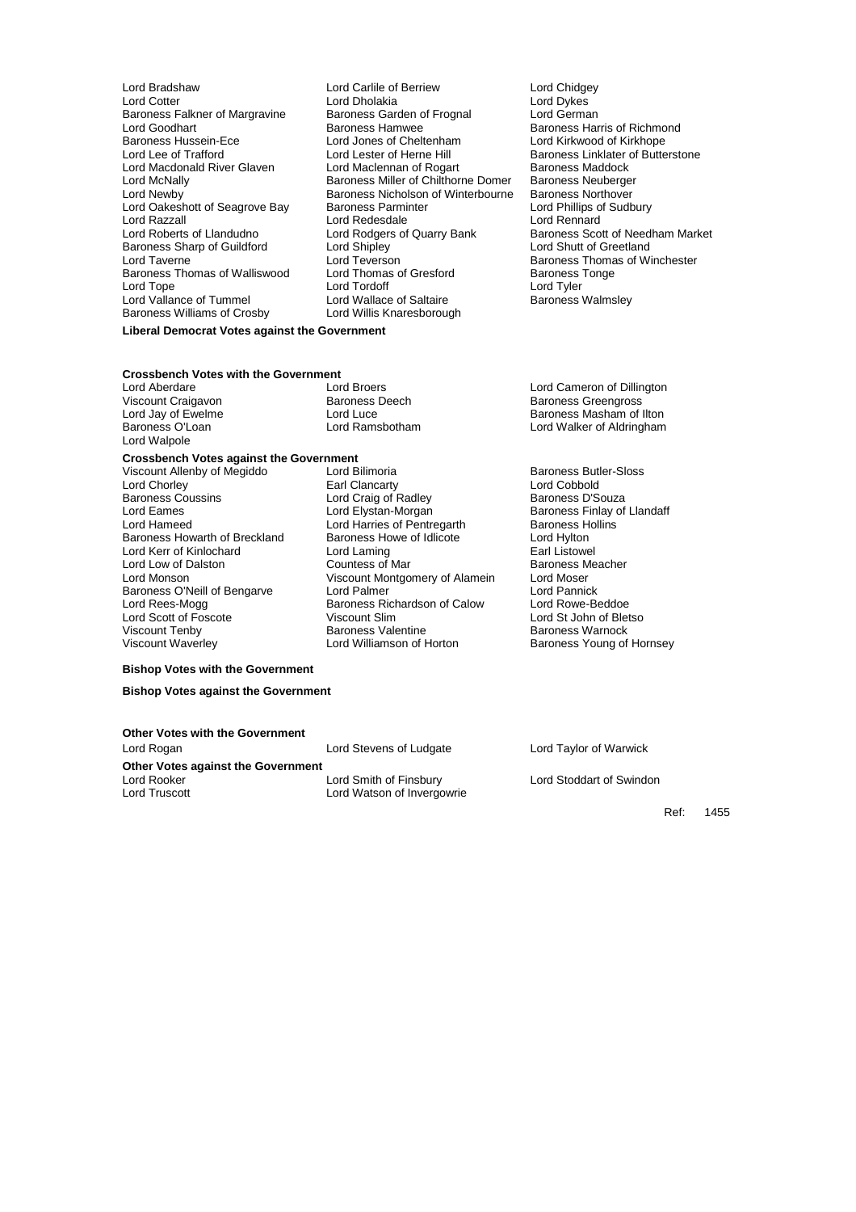Lord Bradshaw
Lord Carlile of Berriew
Lord Chidgey
Lord Cotter
Lord Dholakia
Lord Dykes
Baroness Falkner of Margravine
Baroness Garden of Frognal
Lord German
Lord Goodhart
Baroness Hamwee
Baroness Harris of Richmond
Baroness Hussein-Ece
Lord Jones of Cheltenham
Lord Kirkwood of Kirkhope
Lord Lee of Trafford
Lord Lester of Herne Hill
Baroness Linklater of Butterstone
Lord Macdonald River Glaven
Lord Maclennan of Rogart
Baroness Maddock
Lord McNally
Baroness Miller of Chilthorne Domer
Baroness Neuberger
Lord Newby
Baroness Nicholson of Winterbourne
Baroness Northover
Lord Oakeshott of Seagrove Bay
Baroness Parminter
Lord Phillips of Sudbury
Lord Razzall
Lord Redesdale
Lord Rennard
Lord Roberts of Llandudno
Lord Rodgers of Quarry Bank
Baroness Scott of Needham Market
Baroness Sharp of Guildford
Lord Shipley
Lord Shutt of Greetland
Lord Taverne
Lord Teverson
Baroness Thomas of Winchester
Baroness Thomas of Walliswood
Lord Thomas of Gresford
Baroness Tonge
Lord Tope
Lord Tordoff
Lord Tyler
Lord Vallance of Tummel
Lord Wallace of Saltaire
Baroness Walmsley
Baroness Williams of Crosby
Lord Willis Knaresborough

**Liberal Democrat Votes against the Government**

**Crossbench Votes with the Government**

Lord Aberdare
Lord Broers
Lord Cameron of Dillington
Viscount Craigavon
Baroness Deech
Baroness Greengross
Lord Jay of Ewelme
Lord Luce
Baroness Masham of Ilton
Baroness O'Loan
Lord Ramsbotham
Lord Walker of Aldringham
Lord Walpole

**Crossbench Votes against the Government**

Viscount Allenby of Megiddo
Lord Bilimoria
Baroness Butler-Sloss
Lord Chorley
Earl Clancarty
Lord Cobbold
Baroness Coussins
Lord Craig of Radley
Baroness D'Souza
Lord Eames
Lord Elystan-Morgan
Baroness Finlay of Llandaff
Lord Hameed
Lord Harries of Pentregarth
Baroness Hollins
Baroness Howarth of Breckland
Baroness Howe of Idlicote
Lord Hylton
Lord Kerr of Kinlochard
Lord Laming
Earl Listowel
Lord Low of Dalston
Countess of Mar
Baroness Meacher
Lord Monson
Viscount Montgomery of Alamein
Lord Moser
Baroness O'Neill of Bengarve
Lord Palmer
Lord Pannick
Lord Rees-Mogg
Baroness Richardson of Calow
Lord Rowe-Beddoe
Lord Scott of Foscote
Viscount Slim
Lord St John of Bletso
Viscount Tenby
Baroness Valentine
Baroness Warnock
Viscount Waverley
Lord Williamson of Horton
Baroness Young of Hornsey

**Bishop Votes with the Government**

**Bishop Votes against the Government**

**Other Votes with the Government**

Lord Rogan
Lord Stevens of Ludgate
Lord Taylor of Warwick

**Other Votes against the Government**

Lord Rooker
Lord Smith of Finsbury
Lord Stoddart of Swindon
Lord Truscott
Lord Watson of Invergowrie

Ref: 1455